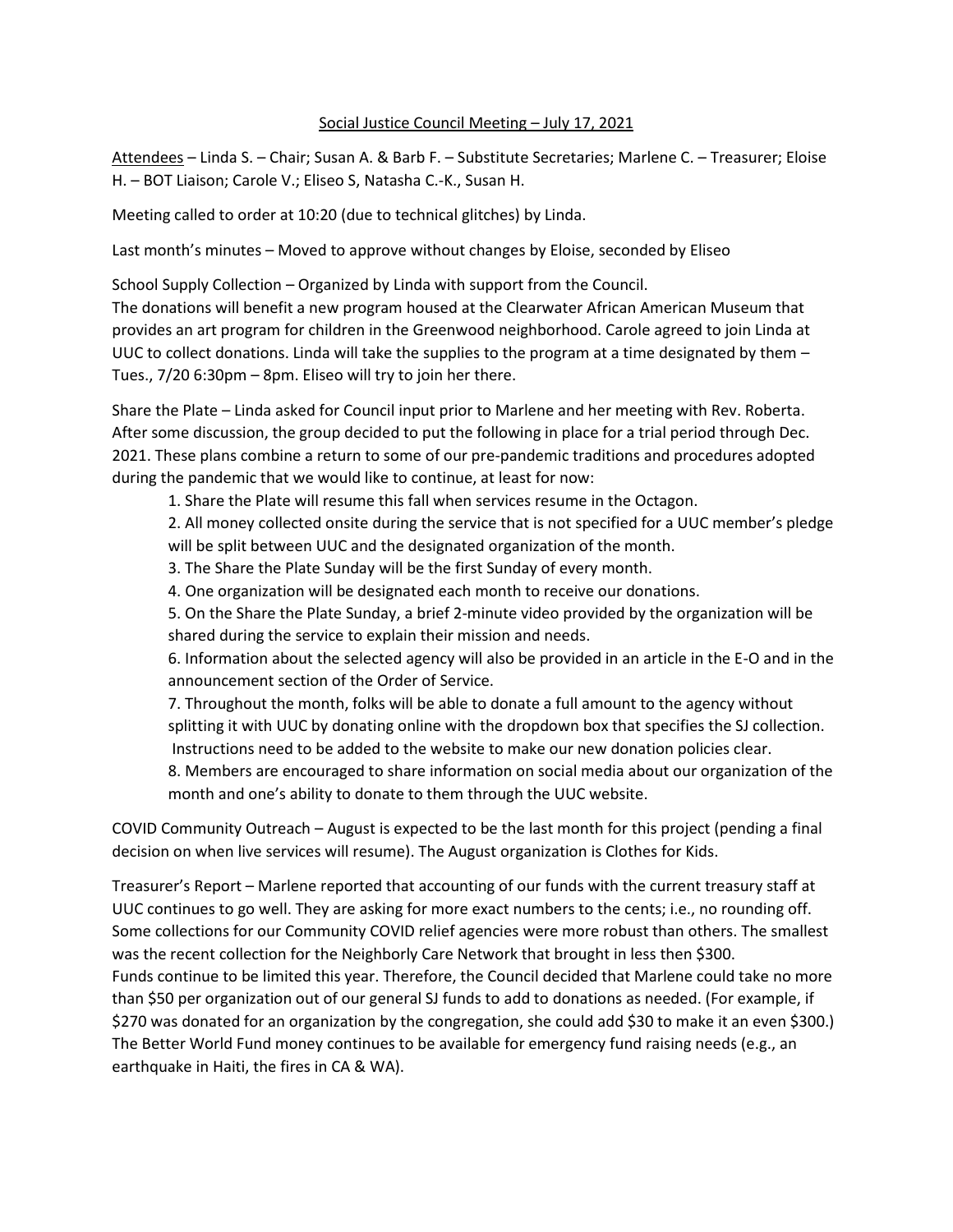# Social Justice Council Meeting – July 17, 2021

Attendees – Linda S. – Chair; Susan A. & Barb F. – Substitute Secretaries; Marlene C. – Treasurer; Eloise H. – BOT Liaison; Carole V.; Eliseo S, Natasha C.-K., Susan H.

Meeting called to order at 10:20 (due to technical glitches) by Linda.

Last month's minutes – Moved to approve without changes by Eloise, seconded by Eliseo

School Supply Collection – Organized by Linda with support from the Council.
The donations will benefit a new program housed at the Clearwater African American Museum that provides an art program for children in the Greenwood neighborhood. Carole agreed to join Linda at UUC to collect donations. Linda will take the supplies to the program at a time designated by them – Tues., 7/20 6:30pm – 8pm. Eliseo will try to join her there.

Share the Plate – Linda asked for Council input prior to Marlene and her meeting with Rev. Roberta. After some discussion, the group decided to put the following in place for a trial period through Dec. 2021. These plans combine a return to some of our pre-pandemic traditions and procedures adopted during the pandemic that we would like to continue, at least for now:

1. Share the Plate will resume this fall when services resume in the Octagon.
2. All money collected onsite during the service that is not specified for a UUC member's pledge will be split between UUC and the designated organization of the month.
3. The Share the Plate Sunday will be the first Sunday of every month.
4. One organization will be designated each month to receive our donations.
5. On the Share the Plate Sunday, a brief 2-minute video provided by the organization will be shared during the service to explain their mission and needs.
6. Information about the selected agency will also be provided in an article in the E-O and in the announcement section of the Order of Service.
7. Throughout the month, folks will be able to donate a full amount to the agency without splitting it with UUC by donating online with the dropdown box that specifies the SJ collection. Instructions need to be added to the website to make our new donation policies clear.
8. Members are encouraged to share information on social media about our organization of the month and one's ability to donate to them through the UUC website.

COVID Community Outreach – August is expected to be the last month for this project (pending a final decision on when live services will resume). The August organization is Clothes for Kids.

Treasurer's Report – Marlene reported that accounting of our funds with the current treasury staff at UUC continues to go well. They are asking for more exact numbers to the cents; i.e., no rounding off. Some collections for our Community COVID relief agencies were more robust than others. The smallest was the recent collection for the Neighborly Care Network that brought in less then $300.
Funds continue to be limited this year. Therefore, the Council decided that Marlene could take no more than $50 per organization out of our general SJ funds to add to donations as needed. (For example, if $270 was donated for an organization by the congregation, she could add $30 to make it an even $300.) The Better World Fund money continues to be available for emergency fund raising needs (e.g., an earthquake in Haiti, the fires in CA & WA).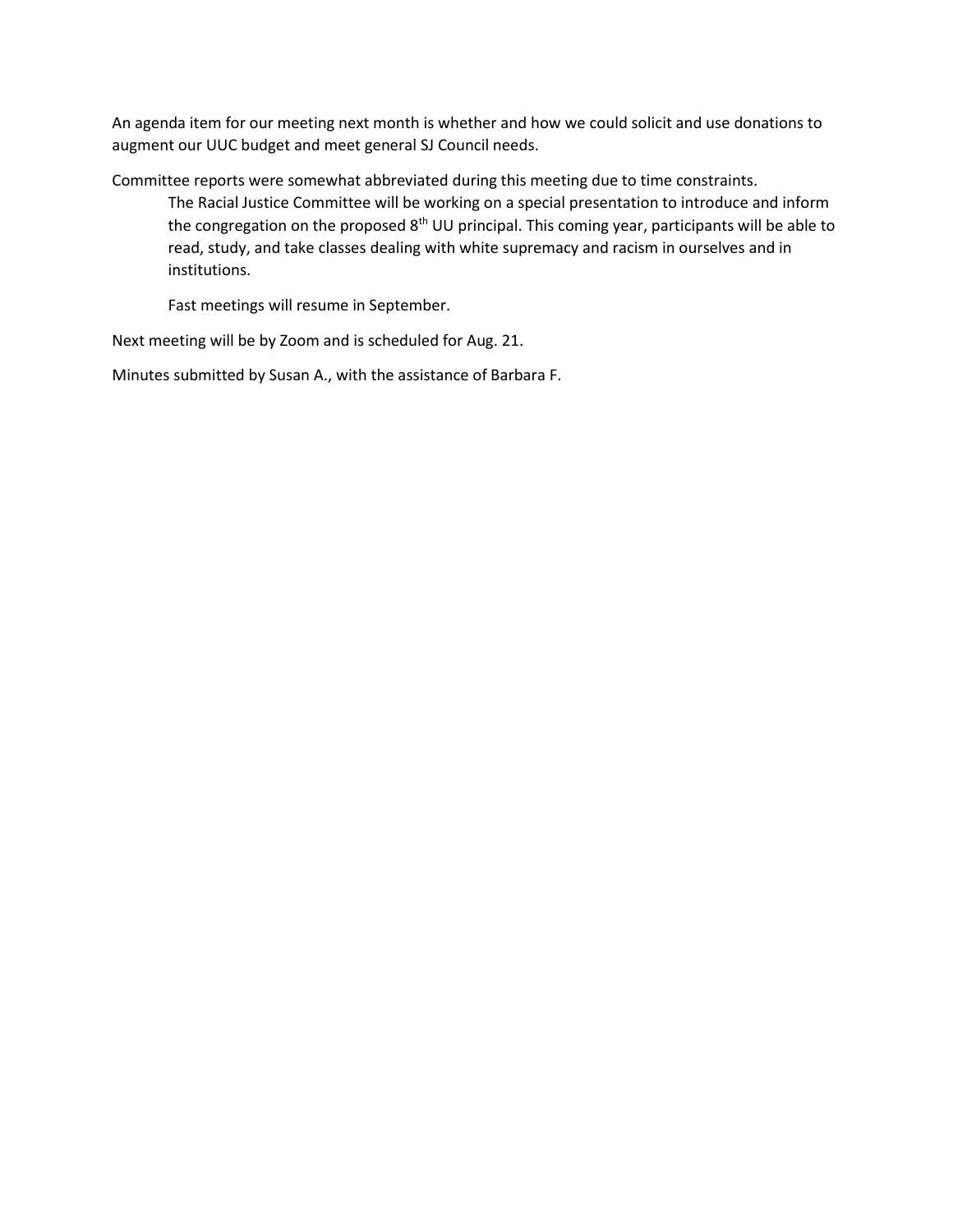An agenda item for our meeting next month is whether and how we could solicit and use donations to augment our UUC budget and meet general SJ Council needs.

Committee reports were somewhat abbreviated during this meeting due to time constraints.

> The Racial Justice Committee will be working on a special presentation to introduce and inform the congregation on the proposed 8th UU principal. This coming year, participants will be able to read, study, and take classes dealing with white supremacy and racism in ourselves and in institutions.
>
> Fast meetings will resume in September.

Next meeting will be by Zoom and is scheduled for Aug. 21.

Minutes submitted by Susan A., with the assistance of Barbara F.